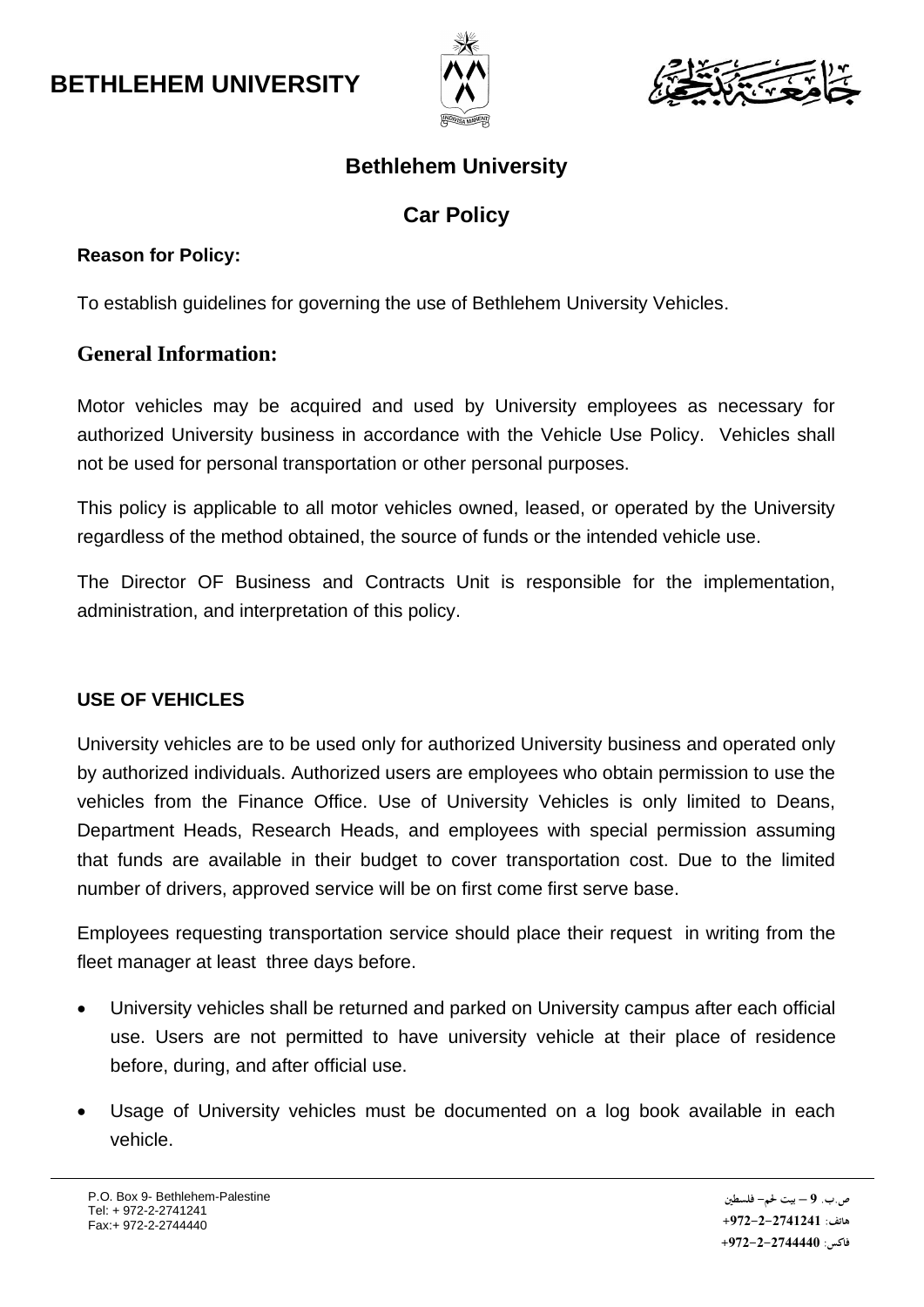# BETHLEHEM UNIVERSITY

جامعة بيت لحم

## Bethlehem University

## Car Policy

**Reason for Policy:**

To establish guidelines for governing the use of Bethlehem University Vehicles.

### General Information:

Motor vehicles may be acquired and used by University employees as necessary for authorized University business in accordance with the Vehicle Use Policy. Vehicles shall not be used for personal transportation or other personal purposes.

This policy is applicable to all motor vehicles owned, leased, or operated by the University regardless of the method obtained, the source of funds or the intended vehicle use.

The Director OF Business and Contracts Unit is responsible for the implementation, administration, and interpretation of this policy.

**USE OF VEHICLES**

University vehicles are to be used only for authorized University business and operated only by authorized individuals. Authorized users are employees who obtain permission to use the vehicles from the Finance Office. Use of University Vehicles is only limited to Deans, Department Heads, Research Heads, and employees with special permission assuming that funds are available in their budget to cover transportation cost. Due to the limited number of drivers, approved service will be on first come first serve base.

Employees requesting transportation service should place their request in writing from the fleet manager at least three days before.

- University vehicles shall be returned and parked on University campus after each official use. Users are not permitted to have university vehicle at their place of residence before, during, and after official use.
- Usage of University vehicles must be documented on a log book available in each vehicle.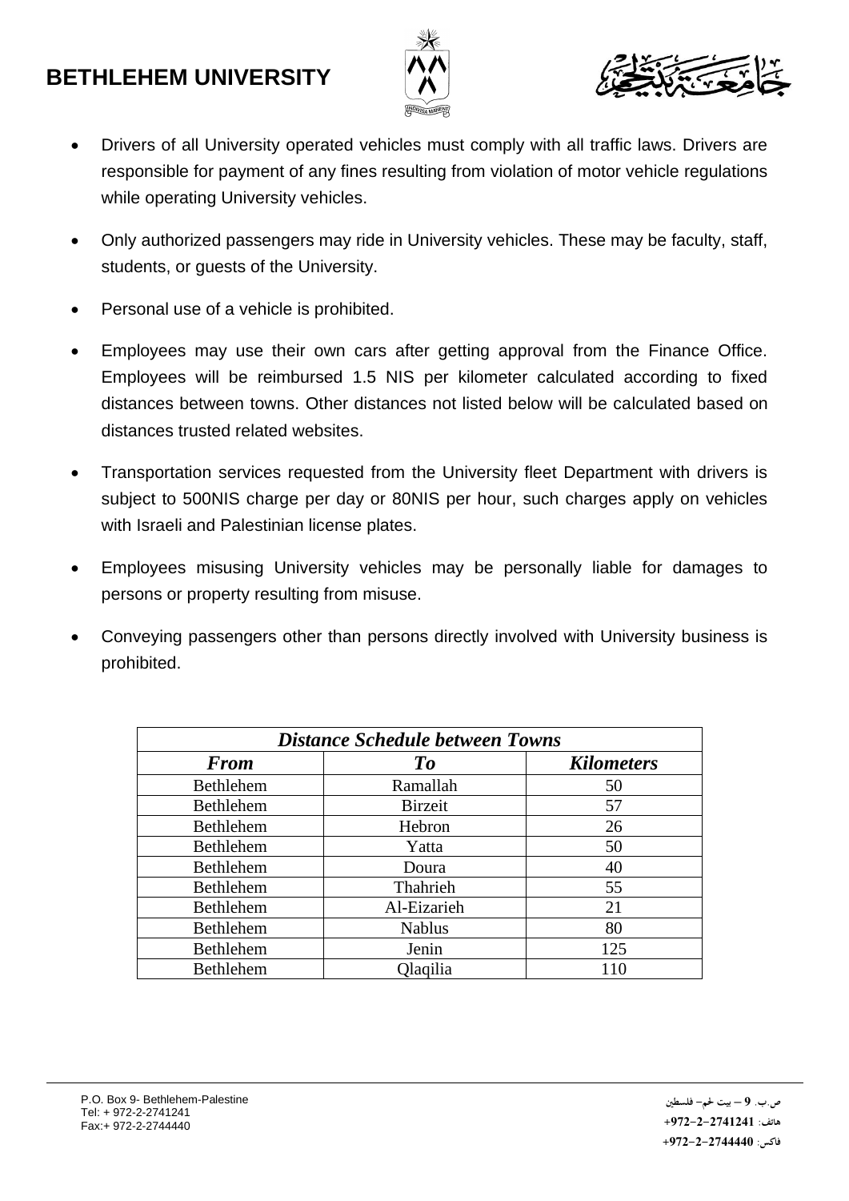- Drivers of all University operated vehicles must comply with all traffic laws. Drivers are responsible for payment of any fines resulting from violation of motor vehicle regulations while operating University vehicles.
- Only authorized passengers may ride in University vehicles. These may be faculty, staff, students, or guests of the University.
- Personal use of a vehicle is prohibited.
- Employees may use their own cars after getting approval from the Finance Office. Employees will be reimbursed 1.5 NIS per kilometer calculated according to fixed distances between towns. Other distances not listed below will be calculated based on distances trusted related websites.
- Transportation services requested from the University fleet Department with drivers is subject to 500NIS charge per day or 80NIS per hour, such charges apply on vehicles with Israeli and Palestinian license plates.
- Employees misusing University vehicles may be personally liable for damages to persons or property resulting from misuse.
- Conveying passengers other than persons directly involved with University business is prohibited.

| ***Distance Schedule between Towns*** | | |
|---|---|---|
| ***From*** | ***To*** | ***Kilometers*** |
| Bethlehem | Ramallah | 50 |
| Bethlehem | Birzeit | 57 |
| Bethlehem | Hebron | 26 |
| Bethlehem | Yatta | 50 |
| Bethlehem | Doura | 40 |
| Bethlehem | Thahrieh | 55 |
| Bethlehem | Al-Eizarieh | 21 |
| Bethlehem | Nablus | 80 |
| Bethlehem | Jenin | 125 |
| Bethlehem | Qlaqilia | 110 |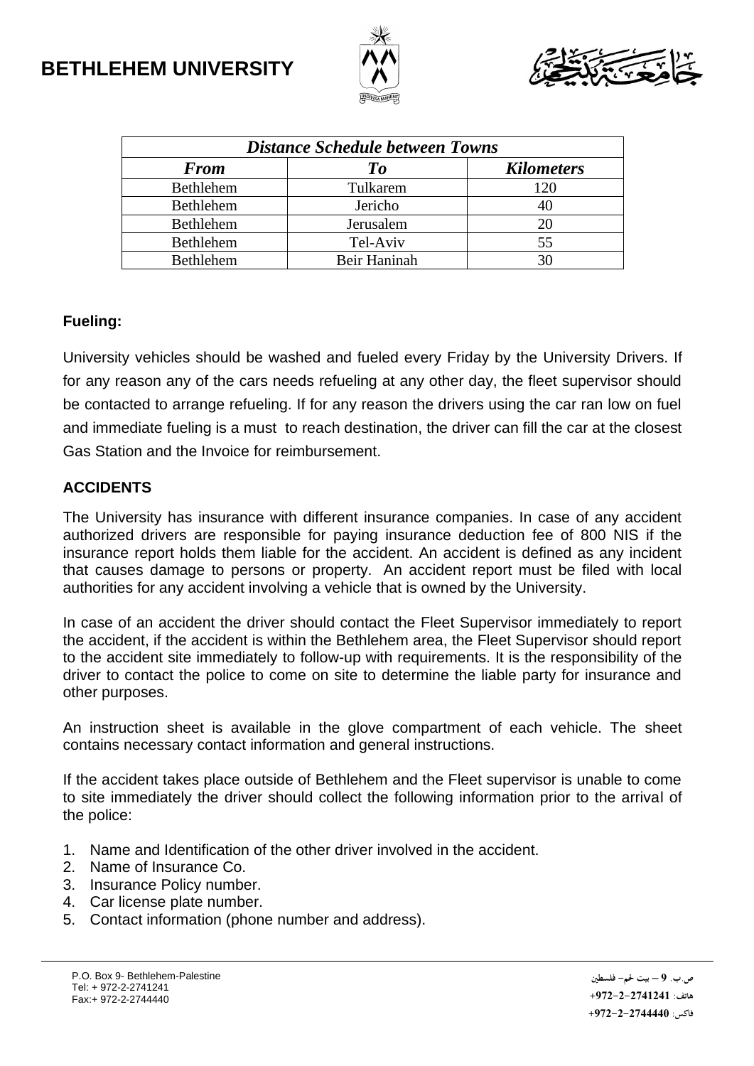| Distance Schedule between Towns | | |
|---|---|---|
| ***From*** | ***To*** | ***Kilometers*** |
| Bethlehem | Tulkarem | 120 |
| Bethlehem | Jericho | 40 |
| Bethlehem | Jerusalem | 20 |
| Bethlehem | Tel-Aviv | 55 |
| Bethlehem | Beir Haninah | 30 |

**Fueling:**

University vehicles should be washed and fueled every Friday by the University Drivers. If for any reason any of the cars needs refueling at any other day, the fleet supervisor should be contacted to arrange refueling. If for any reason the drivers using the car ran low on fuel and immediate fueling is a must to reach destination, the driver can fill the car at the closest Gas Station and the Invoice for reimbursement.

**ACCIDENTS**

The University has insurance with different insurance companies. In case of any accident authorized drivers are responsible for paying insurance deduction fee of 800 NIS if the insurance report holds them liable for the accident. An accident is defined as any incident that causes damage to persons or property. An accident report must be filed with local authorities for any accident involving a vehicle that is owned by the University.

In case of an accident the driver should contact the Fleet Supervisor immediately to report the accident, if the accident is within the Bethlehem area, the Fleet Supervisor should report to the accident site immediately to follow-up with requirements. It is the responsibility of the driver to contact the police to come on site to determine the liable party for insurance and other purposes.

An instruction sheet is available in the glove compartment of each vehicle. The sheet contains necessary contact information and general instructions.

If the accident takes place outside of Bethlehem and the Fleet supervisor is unable to come to site immediately the driver should collect the following information prior to the arrival of the police:

1. Name and Identification of the other driver involved in the accident.
2. Name of Insurance Co.
3. Insurance Policy number.
4. Car license plate number.
5. Contact information (phone number and address).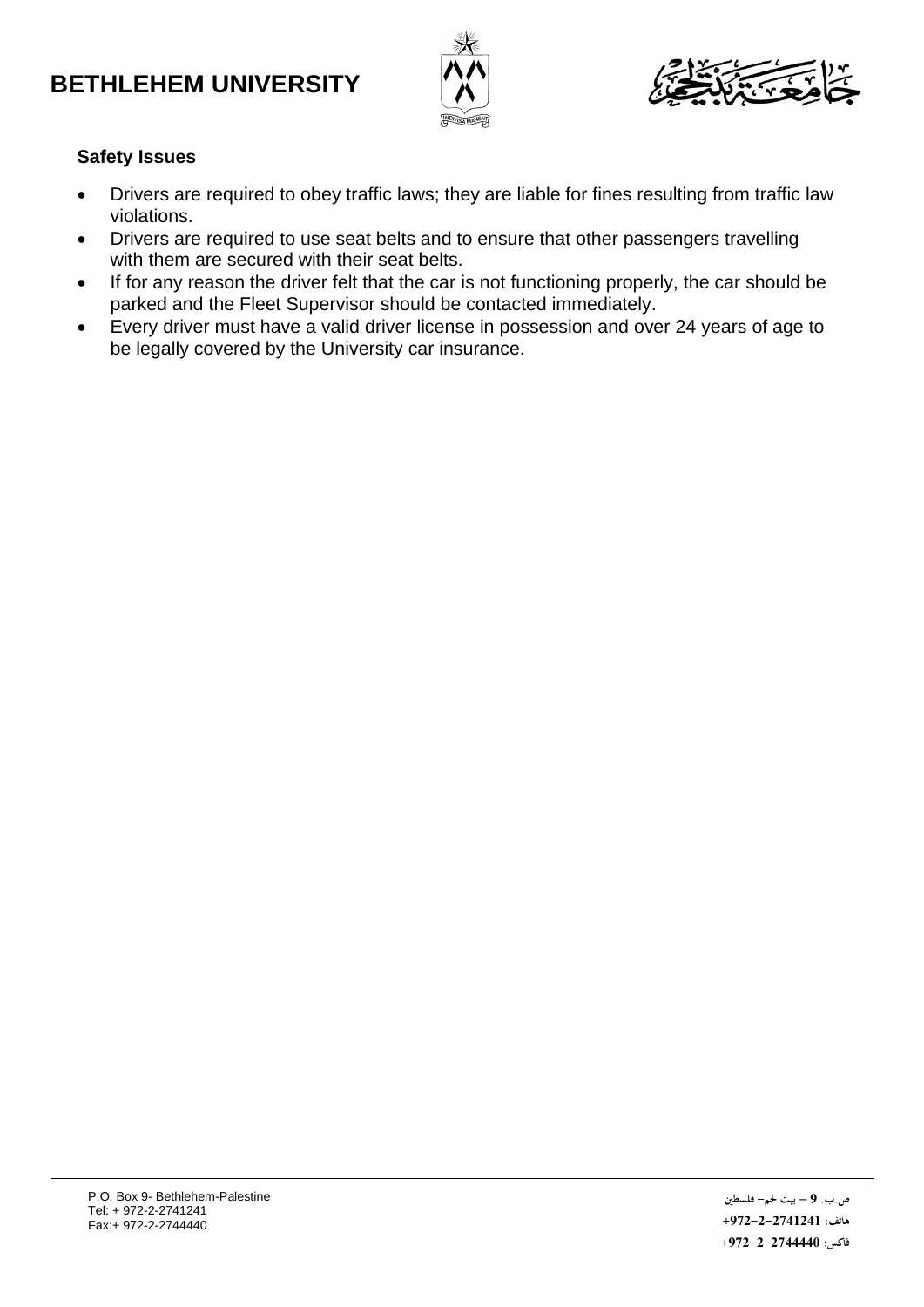### Safety Issues

- Drivers are required to obey traffic laws; they are liable for fines resulting from traffic law violations.
- Drivers are required to use seat belts and to ensure that other passengers travelling with them are secured with their seat belts.
- If for any reason the driver felt that the car is not functioning properly, the car should be parked and the Fleet Supervisor should be contacted immediately.
- Every driver must have a valid driver license in possession and over 24 years of age to be legally covered by the University car insurance.